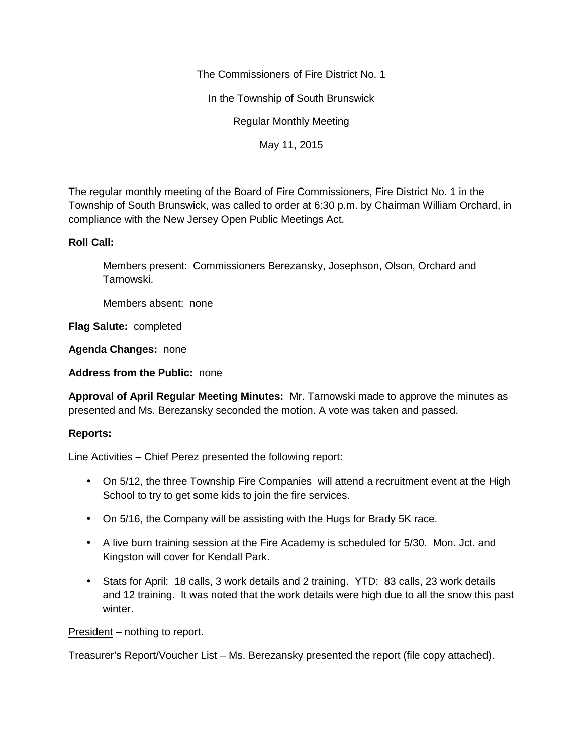The Commissioners of Fire District No. 1

In the Township of South Brunswick

Regular Monthly Meeting

May 11, 2015

The regular monthly meeting of the Board of Fire Commissioners, Fire District No. 1 in the Township of South Brunswick, was called to order at 6:30 p.m. by Chairman William Orchard, in compliance with the New Jersey Open Public Meetings Act.

**Roll Call:**

Members present: Commissioners Berezansky, Josephson, Olson, Orchard and Tarnowski.

Members absent: none

**Flag Salute:** completed

**Agenda Changes:** none

**Address from the Public:** none

**Approval of April Regular Meeting Minutes:** Mr. Tarnowski made to approve the minutes as presented and Ms. Berezansky seconded the motion. A vote was taken and passed.

**Reports:**

Line Activities – Chief Perez presented the following report:

- On 5/12, the three Township Fire Companies will attend a recruitment event at the High School to try to get some kids to join the fire services.
- On 5/16, the Company will be assisting with the Hugs for Brady 5K race.
- A live burn training session at the Fire Academy is scheduled for 5/30. Mon. Jct. and Kingston will cover for Kendall Park.
- Stats for April: 18 calls, 3 work details and 2 training. YTD: 83 calls, 23 work details and 12 training. It was noted that the work details were high due to all the snow this past winter.

President – nothing to report.

Treasurer's Report/Voucher List – Ms. Berezansky presented the report (file copy attached).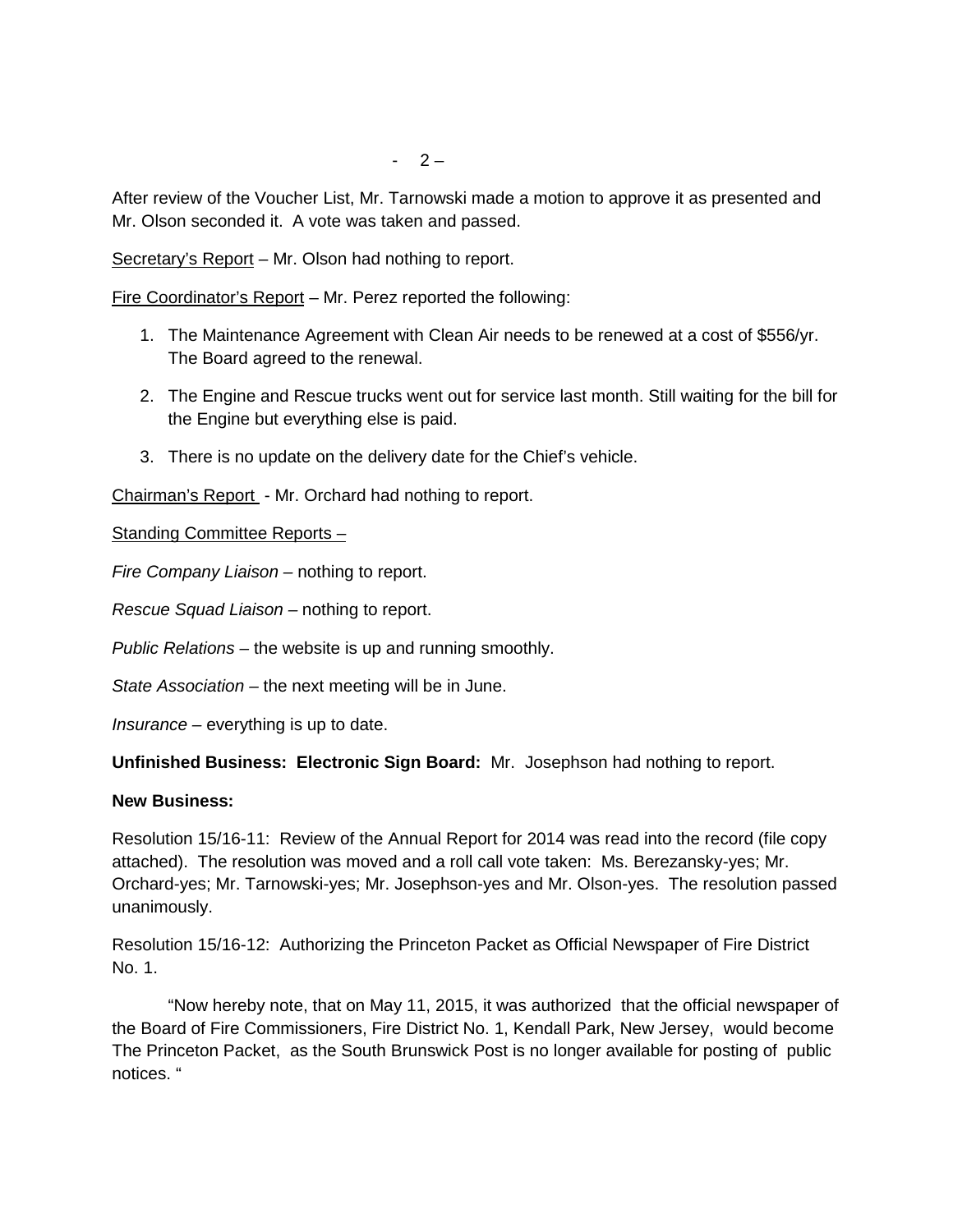After review of the Voucher List, Mr. Tarnowski made a motion to approve it as presented and Mr. Olson seconded it. A vote was taken and passed.

Secretary's Report – Mr. Olson had nothing to report.

Fire Coordinator's Report – Mr. Perez reported the following:

1. The Maintenance Agreement with Clean Air needs to be renewed at a cost of $556/yr. The Board agreed to the renewal.
2. The Engine and Rescue trucks went out for service last month. Still waiting for the bill for the Engine but everything else is paid.
3. There is no update on the delivery date for the Chief's vehicle.

Chairman's Report - Mr. Orchard had nothing to report.

Standing Committee Reports –

*Fire Company Liaison* – nothing to report.

*Rescue Squad Liaison* – nothing to report.

*Public Relations* – the website is up and running smoothly.

*State Association* – the next meeting will be in June.

*Insurance* – everything is up to date.

**Unfinished Business: Electronic Sign Board:** Mr. Josephson had nothing to report.

**New Business:**

Resolution 15/16-11: Review of the Annual Report for 2014 was read into the record (file copy attached). The resolution was moved and a roll call vote taken: Ms. Berezansky-yes; Mr. Orchard-yes; Mr. Tarnowski-yes; Mr. Josephson-yes and Mr. Olson-yes. The resolution passed unanimously.

Resolution 15/16-12: Authorizing the Princeton Packet as Official Newspaper of Fire District No. 1.

"Now hereby note, that on May 11, 2015, it was authorized that the official newspaper of the Board of Fire Commissioners, Fire District No. 1, Kendall Park, New Jersey, would become The Princeton Packet, as the South Brunswick Post is no longer available for posting of public notices. "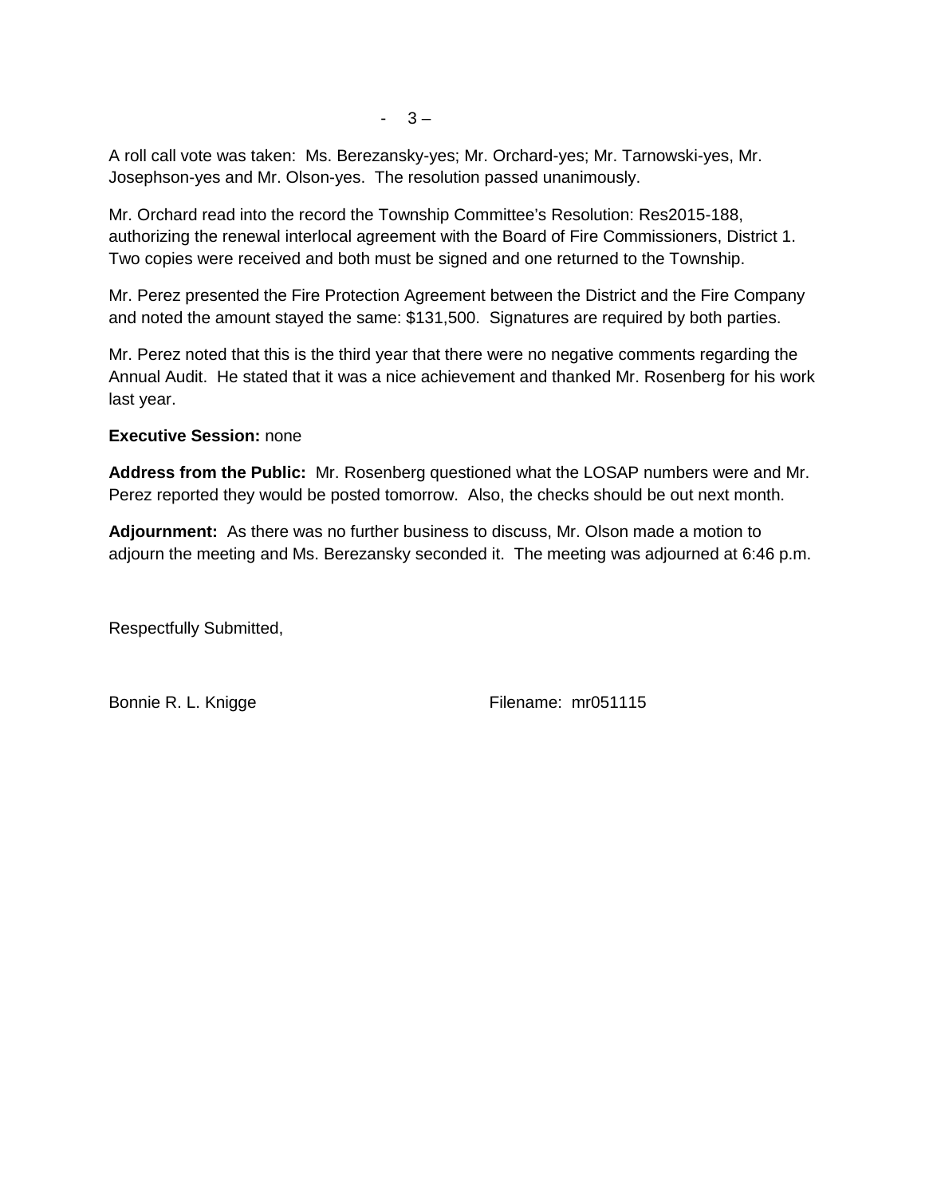A roll call vote was taken: Ms. Berezansky-yes; Mr. Orchard-yes; Mr. Tarnowski-yes, Mr. Josephson-yes and Mr. Olson-yes. The resolution passed unanimously.

Mr. Orchard read into the record the Township Committee's Resolution: Res2015-188, authorizing the renewal interlocal agreement with the Board of Fire Commissioners, District 1. Two copies were received and both must be signed and one returned to the Township.

Mr. Perez presented the Fire Protection Agreement between the District and the Fire Company and noted the amount stayed the same: $131,500. Signatures are required by both parties.

Mr. Perez noted that this is the third year that there were no negative comments regarding the Annual Audit. He stated that it was a nice achievement and thanked Mr. Rosenberg for his work last year.

**Executive Session:** none

**Address from the Public:** Mr. Rosenberg questioned what the LOSAP numbers were and Mr. Perez reported they would be posted tomorrow. Also, the checks should be out next month.

**Adjournment:** As there was no further business to discuss, Mr. Olson made a motion to adjourn the meeting and Ms. Berezansky seconded it. The meeting was adjourned at 6:46 p.m.

Respectfully Submitted,

Bonnie R. L. Knigge                Filename: mr051115